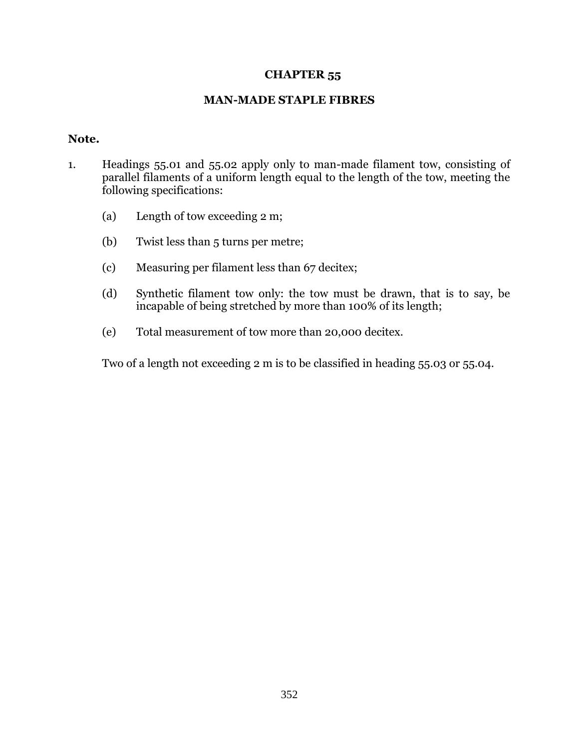# CHAPTER 55

## MAN-MADE STAPLE FIBRES

**Note.**

1. Headings 55.01 and 55.02 apply only to man-made filament tow, consisting of parallel filaments of a uniform length equal to the length of the tow, meeting the following specifications:

   (a) Length of tow exceeding 2 m;

   (b) Twist less than 5 turns per metre;

   (c) Measuring per filament less than 67 decitex;

   (d) Synthetic filament tow only: the tow must be drawn, that is to say, be incapable of being stretched by more than 100% of its length;

   (e) Total measurement of tow more than 20,000 decitex.

   Two of a length not exceeding 2 m is to be classified in heading 55.03 or 55.04.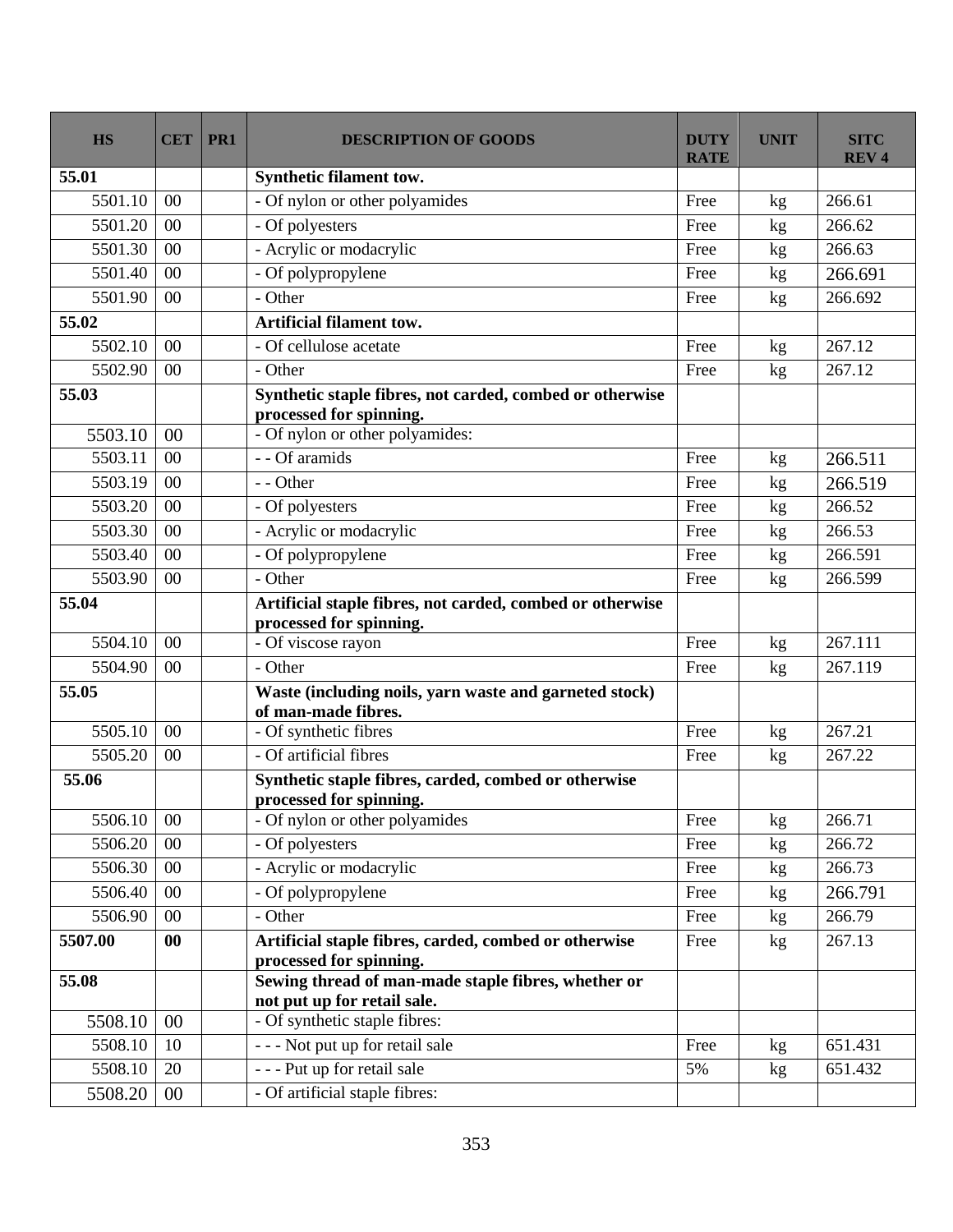| HS | CET | PR1 | DESCRIPTION OF GOODS | DUTY RATE | UNIT | SITC REV 4 |
|---|---|---|---|---|---|---|
| **55.01** | | | **Synthetic filament tow.** | | | |
| 5501.10 | 00 | | - Of nylon or other polyamides | Free | kg | 266.61 |
| 5501.20 | 00 | | - Of polyesters | Free | kg | 266.62 |
| 5501.30 | 00 | | - Acrylic or modacrylic | Free | kg | 266.63 |
| 5501.40 | 00 | | - Of polypropylene | Free | kg | 266.691 |
| 5501.90 | 00 | | - Other | Free | kg | 266.692 |
| **55.02** | | | **Artificial filament tow.** | | | |
| 5502.10 | 00 | | - Of cellulose acetate | Free | kg | 267.12 |
| 5502.90 | 00 | | - Other | Free | kg | 267.12 |
| **55.03** | | | **Synthetic staple fibres, not carded, combed or otherwise processed for spinning.** | | | |
| 5503.10 | 00 | | - Of nylon or other polyamides: | | | |
| 5503.11 | 00 | | - - Of aramids | Free | kg | 266.511 |
| 5503.19 | 00 | | - - Other | Free | kg | 266.519 |
| 5503.20 | 00 | | - Of polyesters | Free | kg | 266.52 |
| 5503.30 | 00 | | - Acrylic or modacrylic | Free | kg | 266.53 |
| 5503.40 | 00 | | - Of polypropylene | Free | kg | 266.591 |
| 5503.90 | 00 | | - Other | Free | kg | 266.599 |
| **55.04** | | | **Artificial staple fibres, not carded, combed or otherwise processed for spinning.** | | | |
| 5504.10 | 00 | | - Of viscose rayon | Free | kg | 267.111 |
| 5504.90 | 00 | | - Other | Free | kg | 267.119 |
| **55.05** | | | **Waste (including noils, yarn waste and garneted stock) of man-made fibres.** | | | |
| 5505.10 | 00 | | - Of synthetic fibres | Free | kg | 267.21 |
| 5505.20 | 00 | | - Of artificial fibres | Free | kg | 267.22 |
| **55.06** | | | **Synthetic staple fibres, carded, combed or otherwise processed for spinning.** | | | |
| 5506.10 | 00 | | - Of nylon or other polyamides | Free | kg | 266.71 |
| 5506.20 | 00 | | - Of polyesters | Free | kg | 266.72 |
| 5506.30 | 00 | | - Acrylic or modacrylic | Free | kg | 266.73 |
| 5506.40 | 00 | | - Of polypropylene | Free | kg | 266.791 |
| 5506.90 | 00 | | - Other | Free | kg | 266.79 |
| **5507.00** | **00** | | **Artificial staple fibres, carded, combed or otherwise processed for spinning.** | Free | kg | 267.13 |
| **55.08** | | | **Sewing thread of man-made staple fibres, whether or not put up for retail sale.** | | | |
| 5508.10 | 00 | | - Of synthetic staple fibres: | | | |
| 5508.10 | 10 | | - - - Not put up for retail sale | Free | kg | 651.431 |
| 5508.10 | 20 | | - - - Put up for retail sale | 5% | kg | 651.432 |
| 5508.20 | 00 | | - Of artificial staple fibres: | | | |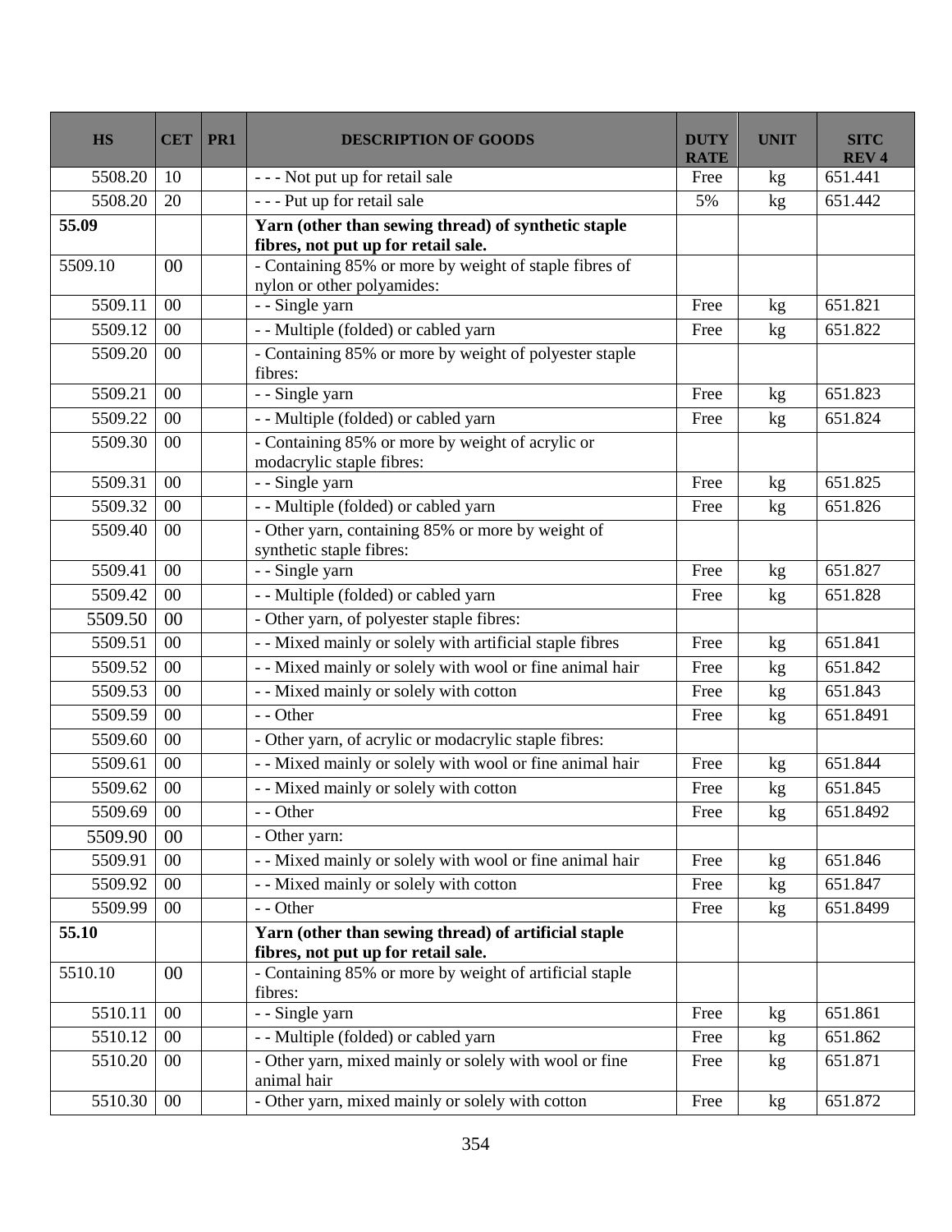| HS | CET | PR1 | DESCRIPTION OF GOODS | DUTY RATE | UNIT | SITC REV 4 |
|---|---|---|---|---|---|---|
| 5508.20 | 10 | | - - - Not put up for retail sale | Free | kg | 651.441 |
| 5508.20 | 20 | | - - - Put up for retail sale | 5% | kg | 651.442 |
| **55.09** | | | **Yarn (other than sewing thread) of synthetic staple fibres, not put up for retail sale.** | | | |
| 5509.10 | 00 | | - Containing 85% or more by weight of staple fibres of nylon or other polyamides: | | | |
| 5509.11 | 00 | | - - Single yarn | Free | kg | 651.821 |
| 5509.12 | 00 | | - - Multiple (folded) or cabled yarn | Free | kg | 651.822 |
| 5509.20 | 00 | | - Containing 85% or more by weight of polyester staple fibres: | | | |
| 5509.21 | 00 | | - - Single yarn | Free | kg | 651.823 |
| 5509.22 | 00 | | - - Multiple (folded) or cabled yarn | Free | kg | 651.824 |
| 5509.30 | 00 | | - Containing 85% or more by weight of acrylic or modacrylic staple fibres: | | | |
| 5509.31 | 00 | | - - Single yarn | Free | kg | 651.825 |
| 5509.32 | 00 | | - - Multiple (folded) or cabled yarn | Free | kg | 651.826 |
| 5509.40 | 00 | | - Other yarn, containing 85% or more by weight of synthetic staple fibres: | | | |
| 5509.41 | 00 | | - - Single yarn | Free | kg | 651.827 |
| 5509.42 | 00 | | - - Multiple (folded) or cabled yarn | Free | kg | 651.828 |
| 5509.50 | 00 | | - Other yarn, of polyester staple fibres: | | | |
| 5509.51 | 00 | | - - Mixed mainly or solely with artificial staple fibres | Free | kg | 651.841 |
| 5509.52 | 00 | | - - Mixed mainly or solely with wool or fine animal hair | Free | kg | 651.842 |
| 5509.53 | 00 | | - - Mixed mainly or solely with cotton | Free | kg | 651.843 |
| 5509.59 | 00 | | - - Other | Free | kg | 651.8491 |
| 5509.60 | 00 | | - Other yarn, of acrylic or modacrylic staple fibres: | | | |
| 5509.61 | 00 | | - - Mixed mainly or solely with wool or fine animal hair | Free | kg | 651.844 |
| 5509.62 | 00 | | - - Mixed mainly or solely with cotton | Free | kg | 651.845 |
| 5509.69 | 00 | | - - Other | Free | kg | 651.8492 |
| 5509.90 | 00 | | - Other yarn: | | | |
| 5509.91 | 00 | | - - Mixed mainly or solely with wool or fine animal hair | Free | kg | 651.846 |
| 5509.92 | 00 | | - - Mixed mainly or solely with cotton | Free | kg | 651.847 |
| 5509.99 | 00 | | - - Other | Free | kg | 651.8499 |
| **55.10** | | | **Yarn (other than sewing thread) of artificial staple fibres, not put up for retail sale.** | | | |
| 5510.10 | 00 | | - Containing 85% or more by weight of artificial staple fibres: | | | |
| 5510.11 | 00 | | - - Single yarn | Free | kg | 651.861 |
| 5510.12 | 00 | | - - Multiple (folded) or cabled yarn | Free | kg | 651.862 |
| 5510.20 | 00 | | - Other yarn, mixed mainly or solely with wool or fine animal hair | Free | kg | 651.871 |
| 5510.30 | 00 | | - Other yarn, mixed mainly or solely with cotton | Free | kg | 651.872 |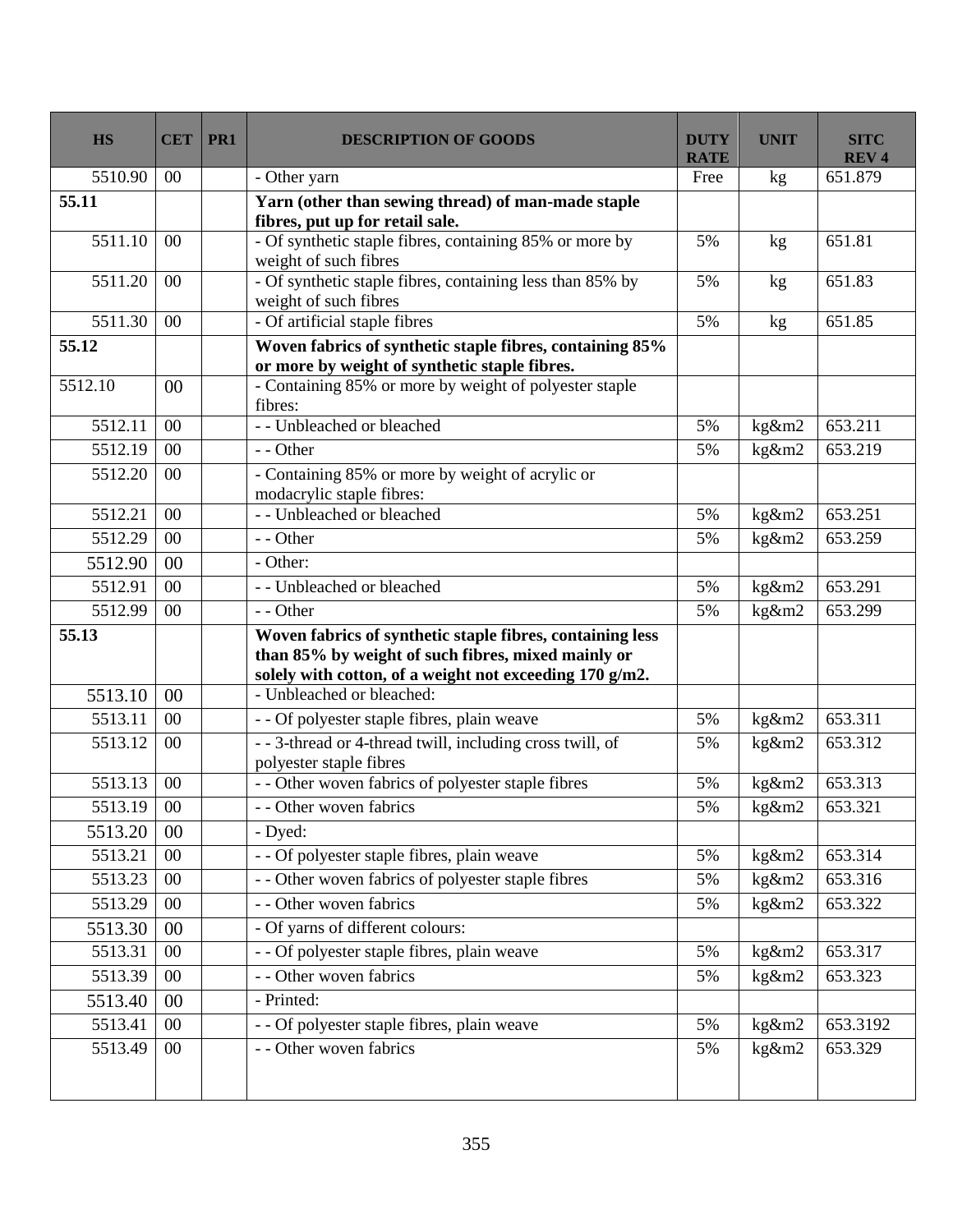| HS | CET | PR1 | DESCRIPTION OF GOODS | DUTY RATE | UNIT | SITC REV 4 |
|---|---|---|---|---|---|---|
| 5510.90 | 00 | | - Other yarn | Free | kg | 651.879 |
| **55.11** | | | **Yarn (other than sewing thread) of man-made staple fibres, put up for retail sale.** | | | |
| 5511.10 | 00 | | - Of synthetic staple fibres, containing 85% or more by weight of such fibres | 5% | kg | 651.81 |
| 5511.20 | 00 | | - Of synthetic staple fibres, containing less than 85% by weight of such fibres | 5% | kg | 651.83 |
| 5511.30 | 00 | | - Of artificial staple fibres | 5% | kg | 651.85 |
| **55.12** | | | **Woven fabrics of synthetic staple fibres, containing 85% or more by weight of synthetic staple fibres.** | | | |
| 5512.10 | 00 | | - Containing 85% or more by weight of polyester staple fibres: | | | |
| 5512.11 | 00 | | - - Unbleached or bleached | 5% | kg&m2 | 653.211 |
| 5512.19 | 00 | | - - Other | 5% | kg&m2 | 653.219 |
| 5512.20 | 00 | | - Containing 85% or more by weight of acrylic or modacrylic staple fibres: | | | |
| 5512.21 | 00 | | - - Unbleached or bleached | 5% | kg&m2 | 653.251 |
| 5512.29 | 00 | | - - Other | 5% | kg&m2 | 653.259 |
| 5512.90 | 00 | | - Other: | | | |
| 5512.91 | 00 | | - - Unbleached or bleached | 5% | kg&m2 | 653.291 |
| 5512.99 | 00 | | - - Other | 5% | kg&m2 | 653.299 |
| **55.13** | | | **Woven fabrics of synthetic staple fibres, containing less than 85% by weight of such fibres, mixed mainly or solely with cotton, of a weight not exceeding 170 g/m2.** | | | |
| 5513.10 | 00 | | - Unbleached or bleached: | | | |
| 5513.11 | 00 | | - - Of polyester staple fibres, plain weave | 5% | kg&m2 | 653.311 |
| 5513.12 | 00 | | - - 3-thread or 4-thread twill, including cross twill, of polyester staple fibres | 5% | kg&m2 | 653.312 |
| 5513.13 | 00 | | - - Other woven fabrics of polyester staple fibres | 5% | kg&m2 | 653.313 |
| 5513.19 | 00 | | - - Other woven fabrics | 5% | kg&m2 | 653.321 |
| 5513.20 | 00 | | - Dyed: | | | |
| 5513.21 | 00 | | - - Of polyester staple fibres, plain weave | 5% | kg&m2 | 653.314 |
| 5513.23 | 00 | | - - Other woven fabrics of polyester staple fibres | 5% | kg&m2 | 653.316 |
| 5513.29 | 00 | | - - Other woven fabrics | 5% | kg&m2 | 653.322 |
| 5513.30 | 00 | | - Of yarns of different colours: | | | |
| 5513.31 | 00 | | - - Of polyester staple fibres, plain weave | 5% | kg&m2 | 653.317 |
| 5513.39 | 00 | | - - Other woven fabrics | 5% | kg&m2 | 653.323 |
| 5513.40 | 00 | | - Printed: | | | |
| 5513.41 | 00 | | - - Of polyester staple fibres, plain weave | 5% | kg&m2 | 653.3192 |
| 5513.49 | 00 | | - - Other woven fabrics | 5% | kg&m2 | 653.329 |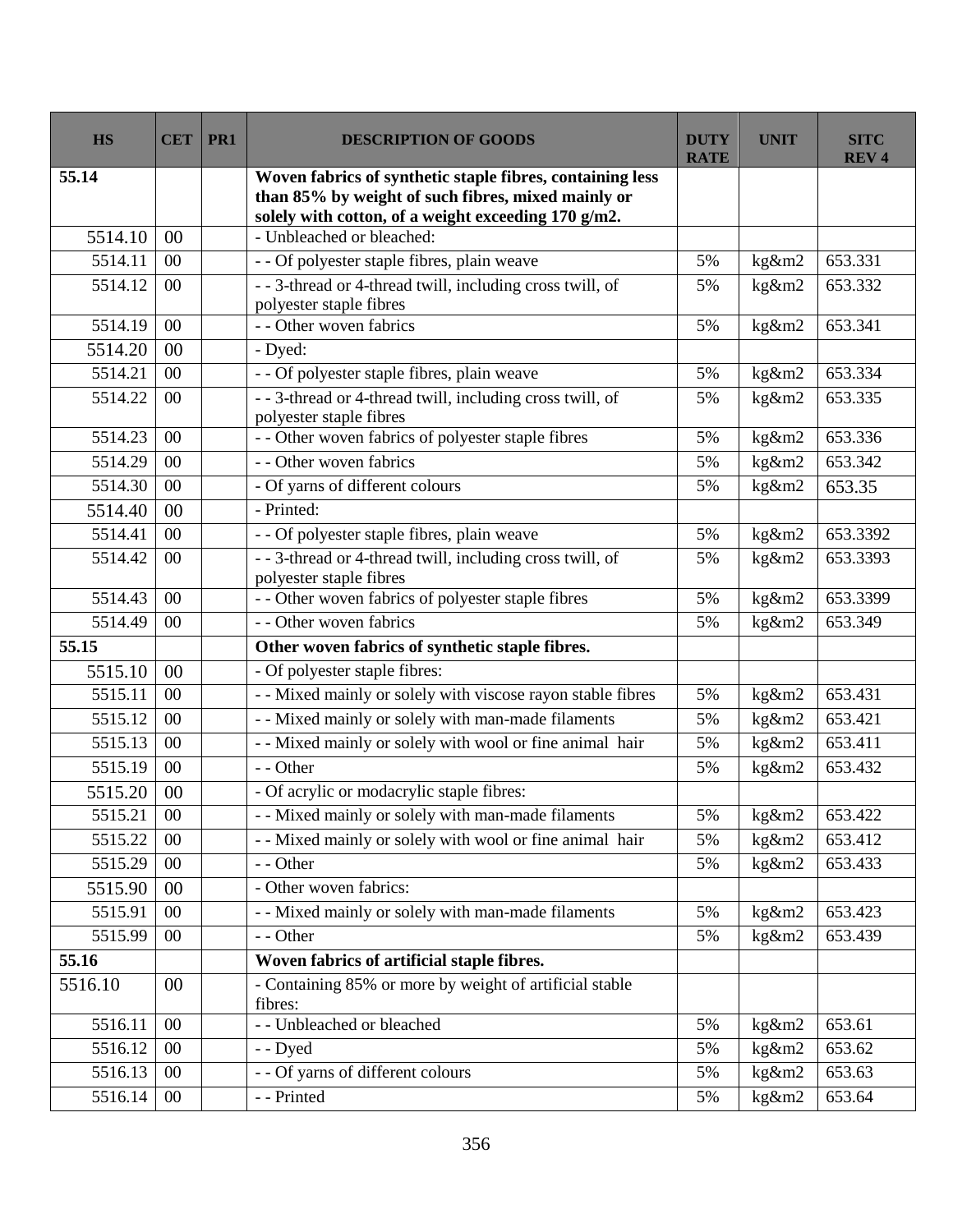| HS | CET | PR1 | DESCRIPTION OF GOODS | DUTY RATE | UNIT | SITC REV 4 |
|---|---|---|---|---|---|---|
| **55.14** | | | **Woven fabrics of synthetic staple fibres, containing less than 85% by weight of such fibres, mixed mainly or solely with cotton, of a weight exceeding 170 g/m2.** | | | |
| 5514.10 | 00 | | - Unbleached or bleached: | | | |
| 5514.11 | 00 | | - - Of polyester staple fibres, plain weave | 5% | kg&m2 | 653.331 |
| 5514.12 | 00 | | - - 3-thread or 4-thread twill, including cross twill, of polyester staple fibres | 5% | kg&m2 | 653.332 |
| 5514.19 | 00 | | - - Other woven fabrics | 5% | kg&m2 | 653.341 |
| 5514.20 | 00 | | - Dyed: | | | |
| 5514.21 | 00 | | - - Of polyester staple fibres, plain weave | 5% | kg&m2 | 653.334 |
| 5514.22 | 00 | | - - 3-thread or 4-thread twill, including cross twill, of polyester staple fibres | 5% | kg&m2 | 653.335 |
| 5514.23 | 00 | | - - Other woven fabrics of polyester staple fibres | 5% | kg&m2 | 653.336 |
| 5514.29 | 00 | | - - Other woven fabrics | 5% | kg&m2 | 653.342 |
| 5514.30 | 00 | | - Of yarns of different colours | 5% | kg&m2 | 653.35 |
| 5514.40 | 00 | | - Printed: | | | |
| 5514.41 | 00 | | - - Of polyester staple fibres, plain weave | 5% | kg&m2 | 653.3392 |
| 5514.42 | 00 | | - - 3-thread or 4-thread twill, including cross twill, of polyester staple fibres | 5% | kg&m2 | 653.3393 |
| 5514.43 | 00 | | - - Other woven fabrics of polyester staple fibres | 5% | kg&m2 | 653.3399 |
| 5514.49 | 00 | | - - Other woven fabrics | 5% | kg&m2 | 653.349 |
| **55.15** | | | **Other woven fabrics of synthetic staple fibres.** | | | |
| 5515.10 | 00 | | - Of polyester staple fibres: | | | |
| 5515.11 | 00 | | - - Mixed mainly or solely with viscose rayon stable fibres | 5% | kg&m2 | 653.431 |
| 5515.12 | 00 | | - - Mixed mainly or solely with man-made filaments | 5% | kg&m2 | 653.421 |
| 5515.13 | 00 | | - - Mixed mainly or solely with wool or fine animal hair | 5% | kg&m2 | 653.411 |
| 5515.19 | 00 | | - - Other | 5% | kg&m2 | 653.432 |
| 5515.20 | 00 | | - Of acrylic or modacrylic staple fibres: | | | |
| 5515.21 | 00 | | - - Mixed mainly or solely with man-made filaments | 5% | kg&m2 | 653.422 |
| 5515.22 | 00 | | - - Mixed mainly or solely with wool or fine animal hair | 5% | kg&m2 | 653.412 |
| 5515.29 | 00 | | - - Other | 5% | kg&m2 | 653.433 |
| 5515.90 | 00 | | - Other woven fabrics: | | | |
| 5515.91 | 00 | | - - Mixed mainly or solely with man-made filaments | 5% | kg&m2 | 653.423 |
| 5515.99 | 00 | | - - Other | 5% | kg&m2 | 653.439 |
| **55.16** | | | **Woven fabrics of artificial staple fibres.** | | | |
| 5516.10 | 00 | | - Containing 85% or more by weight of artificial stable fibres: | | | |
| 5516.11 | 00 | | - - Unbleached or bleached | 5% | kg&m2 | 653.61 |
| 5516.12 | 00 | | - - Dyed | 5% | kg&m2 | 653.62 |
| 5516.13 | 00 | | - - Of yarns of different colours | 5% | kg&m2 | 653.63 |
| 5516.14 | 00 | | - - Printed | 5% | kg&m2 | 653.64 |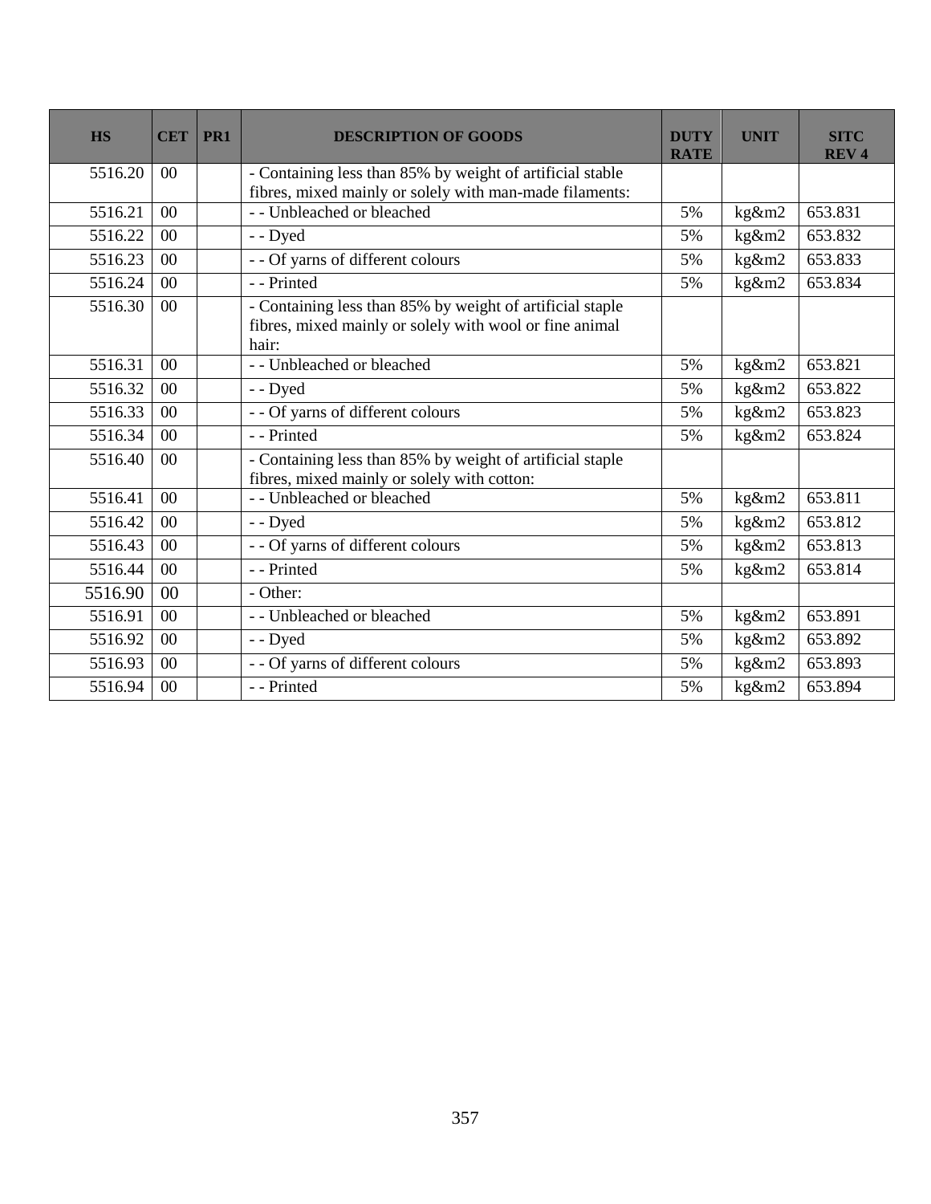| HS | CET | PR1 | DESCRIPTION OF GOODS | DUTY RATE | UNIT | SITC REV 4 |
|---|---|---|---|---|---|---|
| 5516.20 | 00 | | - Containing less than 85% by weight of artificial stable fibres, mixed mainly or solely with man-made filaments: | | | |
| 5516.21 | 00 | | - - Unbleached or bleached | 5% | kg&m2 | 653.831 |
| 5516.22 | 00 | | - - Dyed | 5% | kg&m2 | 653.832 |
| 5516.23 | 00 | | - - Of yarns of different colours | 5% | kg&m2 | 653.833 |
| 5516.24 | 00 | | - - Printed | 5% | kg&m2 | 653.834 |
| 5516.30 | 00 | | - Containing less than 85% by weight of artificial staple fibres, mixed mainly or solely with wool or fine animal hair: | | | |
| 5516.31 | 00 | | - - Unbleached or bleached | 5% | kg&m2 | 653.821 |
| 5516.32 | 00 | | - - Dyed | 5% | kg&m2 | 653.822 |
| 5516.33 | 00 | | - - Of yarns of different colours | 5% | kg&m2 | 653.823 |
| 5516.34 | 00 | | - - Printed | 5% | kg&m2 | 653.824 |
| 5516.40 | 00 | | - Containing less than 85% by weight of artificial staple fibres, mixed mainly or solely with cotton: | | | |
| 5516.41 | 00 | | - - Unbleached or bleached | 5% | kg&m2 | 653.811 |
| 5516.42 | 00 | | - - Dyed | 5% | kg&m2 | 653.812 |
| 5516.43 | 00 | | - - Of yarns of different colours | 5% | kg&m2 | 653.813 |
| 5516.44 | 00 | | - - Printed | 5% | kg&m2 | 653.814 |
| 5516.90 | 00 | | - Other: | | | |
| 5516.91 | 00 | | - - Unbleached or bleached | 5% | kg&m2 | 653.891 |
| 5516.92 | 00 | | - - Dyed | 5% | kg&m2 | 653.892 |
| 5516.93 | 00 | | - - Of yarns of different colours | 5% | kg&m2 | 653.893 |
| 5516.94 | 00 | | - - Printed | 5% | kg&m2 | 653.894 |